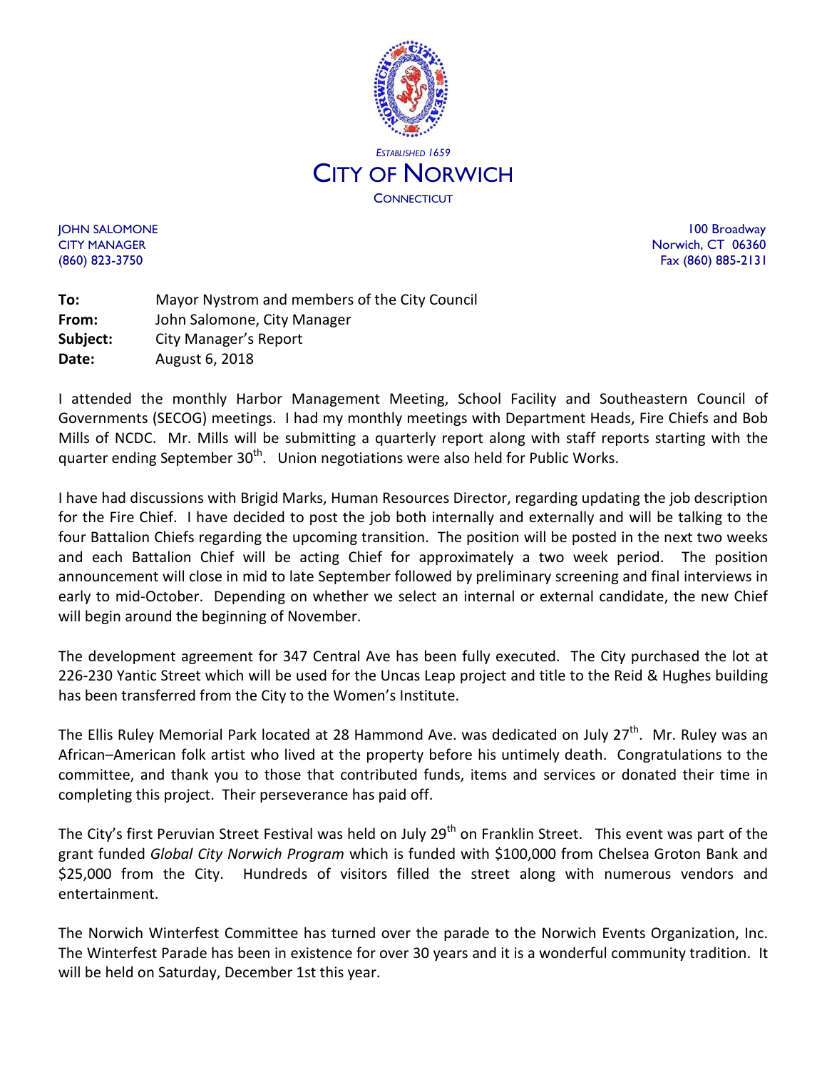ESTABLISHED 1659

# CITY OF NORWICH

CONNECTICUT

JOHN SALOMONE
CITY MANAGER
(860) 823-3750

100 Broadway
Norwich, CT 06360
Fax (860) 885-2131

**To:** Mayor Nystrom and members of the City Council
**From:** John Salomone, City Manager
**Subject:** City Manager's Report
**Date:** August 6, 2018

I attended the monthly Harbor Management Meeting, School Facility and Southeastern Council of Governments (SECOG) meetings. I had my monthly meetings with Department Heads, Fire Chiefs and Bob Mills of NCDC. Mr. Mills will be submitting a quarterly report along with staff reports starting with the quarter ending September 30th. Union negotiations were also held for Public Works.

I have had discussions with Brigid Marks, Human Resources Director, regarding updating the job description for the Fire Chief. I have decided to post the job both internally and externally and will be talking to the four Battalion Chiefs regarding the upcoming transition. The position will be posted in the next two weeks and each Battalion Chief will be acting Chief for approximately a two week period. The position announcement will close in mid to late September followed by preliminary screening and final interviews in early to mid-October. Depending on whether we select an internal or external candidate, the new Chief will begin around the beginning of November.

The development agreement for 347 Central Ave has been fully executed. The City purchased the lot at 226-230 Yantic Street which will be used for the Uncas Leap project and title to the Reid & Hughes building has been transferred from the City to the Women's Institute.

The Ellis Ruley Memorial Park located at 28 Hammond Ave. was dedicated on July 27th. Mr. Ruley was an African–American folk artist who lived at the property before his untimely death. Congratulations to the committee, and thank you to those that contributed funds, items and services or donated their time in completing this project. Their perseverance has paid off.

The City's first Peruvian Street Festival was held on July 29th on Franklin Street. This event was part of the grant funded *Global City Norwich Program* which is funded with $100,000 from Chelsea Groton Bank and $25,000 from the City. Hundreds of visitors filled the street along with numerous vendors and entertainment.

The Norwich Winterfest Committee has turned over the parade to the Norwich Events Organization, Inc. The Winterfest Parade has been in existence for over 30 years and it is a wonderful community tradition. It will be held on Saturday, December 1st this year.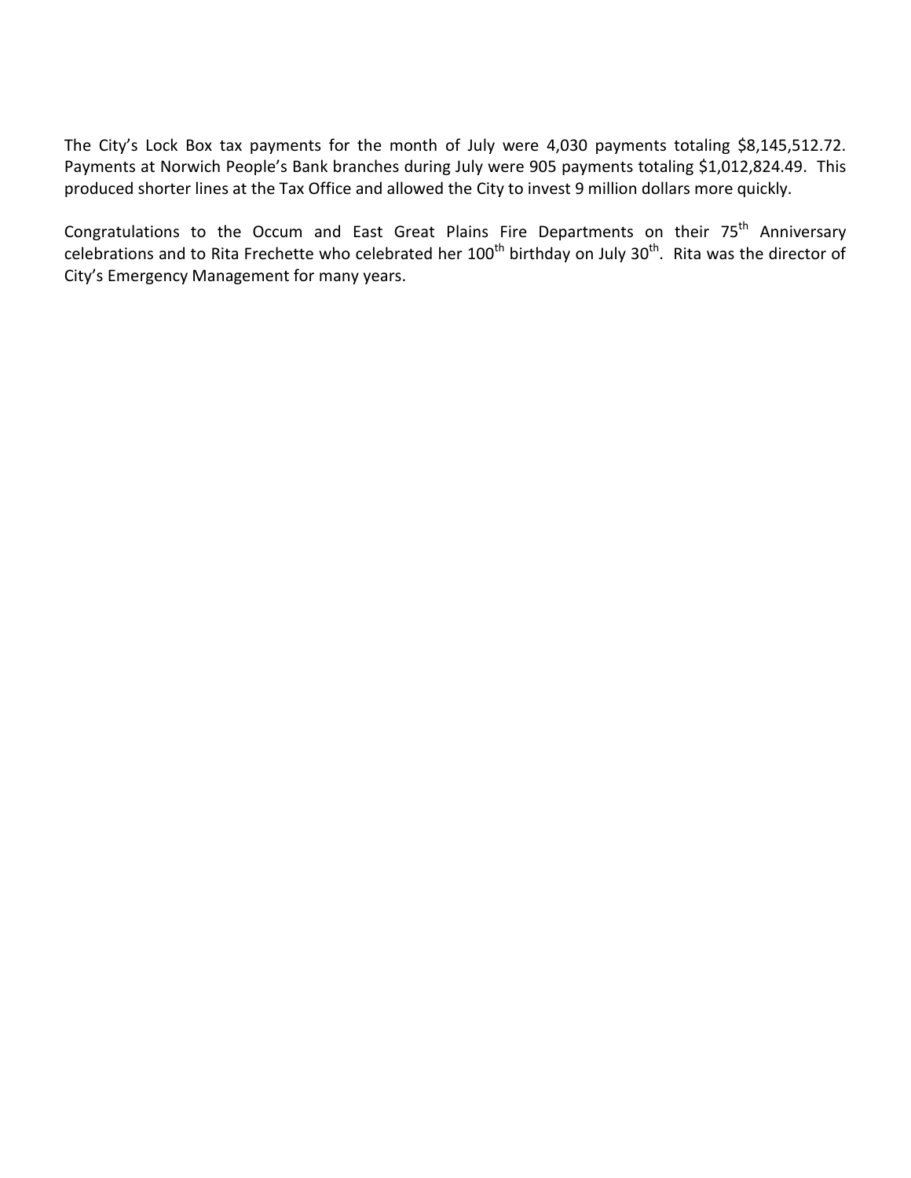The City's Lock Box tax payments for the month of July were 4,030 payments totaling $8,145,512.72. Payments at Norwich People's Bank branches during July were 905 payments totaling $1,012,824.49. This produced shorter lines at the Tax Office and allowed the City to invest 9 million dollars more quickly.

Congratulations to the Occum and East Great Plains Fire Departments on their 75th Anniversary celebrations and to Rita Frechette who celebrated her 100th birthday on July 30th. Rita was the director of City's Emergency Management for many years.